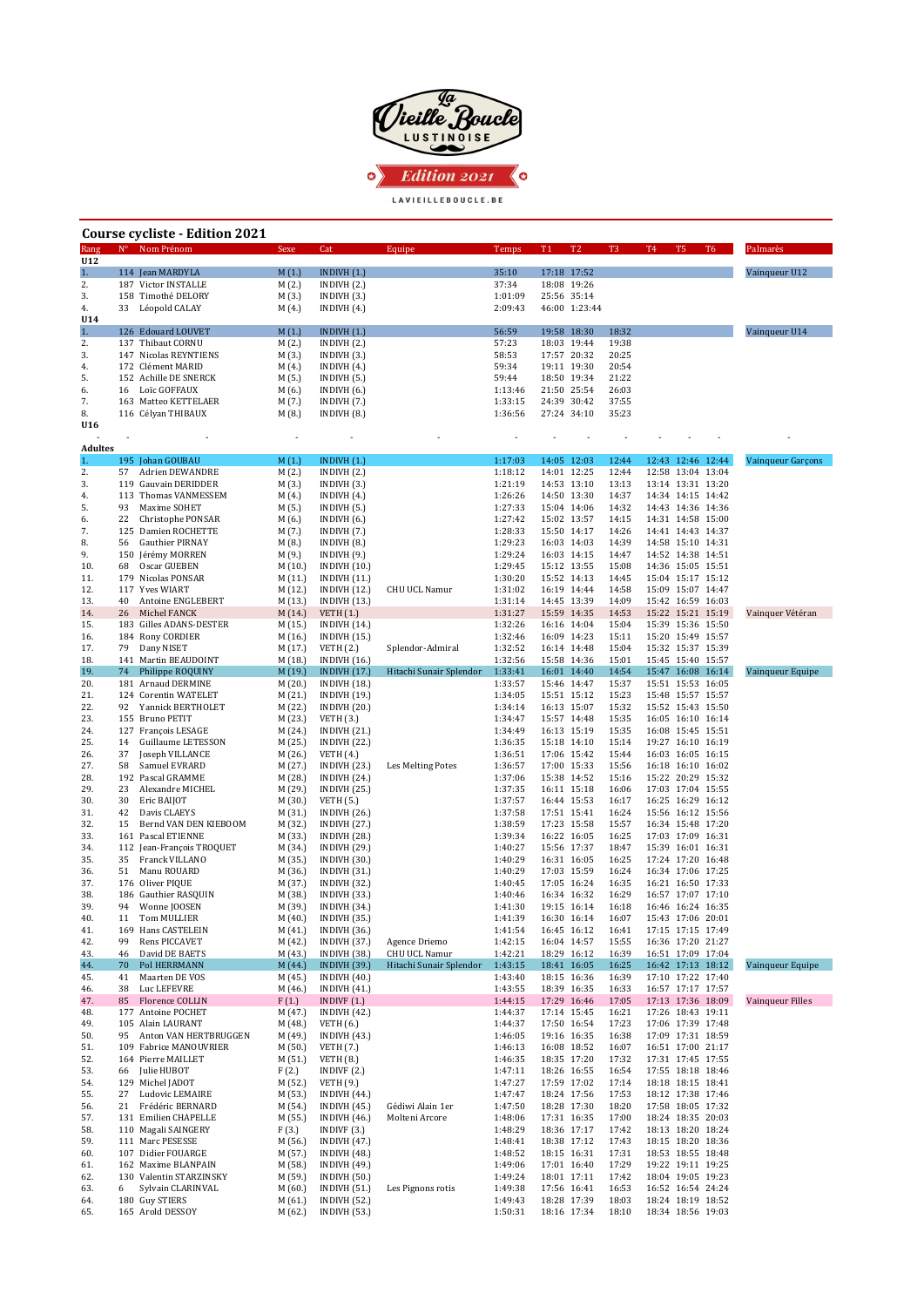La Vieille Boucle LUSTINOISE

Edition 2021

LAVIEILLEBOUCLE.BE

## Course cycliste - Edition 2021

| Rang | N° | Nom Prénom | Sexe | Cat | Equipe | Temps | T1 | T2 | T3 | T4 | T5 | T6 | Palmarès |
|---|---|---|---|---|---|---|---|---|---|---|---|---|---|
| **U12** | | | | | | | | | | | | | |
| 1. | 114 | Jean MARDYLA | M (1.) | INDIVH (1.) | | 35:10 | 17:18 | 17:52 | | | | | Vainqueur U12 |
| 2. | 187 | Victor INSTALLE | M (2.) | INDIVH (2.) | | 37:34 | 18:08 | 19:26 | | | | | |
| 3. | 158 | Timothé DELORY | M (3.) | INDIVH (3.) | | 1:01:09 | 25:56 | 35:14 | | | | | |
| 4. | 33 | Léopold CALAY | M (4.) | INDIVH (4.) | | 2:09:43 | 46:00 | 1:23:44 | | | | | |
| **U14** | | | | | | | | | | | | | |
| 1. | 126 | Edouard LOUVET | M (1.) | INDIVH (1.) | | 56:59 | 19:58 | 18:30 | 18:32 | | | | Vainqueur U14 |
| 2. | 137 | Thibaut CORNU | M (2.) | INDIVH (2.) | | 57:23 | 18:03 | 19:44 | 19:38 | | | | |
| 3. | 147 | Nicolas REYNTIENS | M (3.) | INDIVH (3.) | | 58:53 | 17:57 | 20:32 | 20:25 | | | | |
| 4. | 172 | Clément MARID | M (4.) | INDIVH (4.) | | 59:34 | 19:11 | 19:30 | 20:54 | | | | |
| 5. | 152 | Achille DE SNERCK | M (5.) | INDIVH (5.) | | 59:44 | 18:50 | 19:34 | 21:22 | | | | |
| 6. | 16 | Loïc GOFFAUX | M (6.) | INDIVH (6.) | | 1:13:46 | 21:50 | 25:54 | 26:03 | | | | |
| 7. | 163 | Matteo KETTELAER | M (7.) | INDIVH (7.) | | 1:33:15 | 24:39 | 30:42 | 37:55 | | | | |
| 8. | 116 | Célyan THIBAUX | M (8.) | INDIVH (8.) | | 1:36:56 | 27:24 | 34:10 | 35:23 | | | | |
| **U16** | | | | | | | | | | | | | |
| - | - | - | - | - | - | - | - | - | - | - | - | - | - |
| **Adultes** | | | | | | | | | | | | | |
| 1. | 195 | Johan GOUBAU | M (1.) | INDIVH (1.) | | 1:17:03 | 14:05 | 12:03 | 12:44 | 12:43 | 12:46 | 12:44 | Vainqueur Garçons |
| 2. | 57 | Adrien DEWANDRE | M (2.) | INDIVH (2.) | | 1:18:12 | 14:01 | 12:25 | 12:44 | 12:58 | 13:04 | 13:04 | |
| 3. | 119 | Gauvain DERIDDER | M (3.) | INDIVH (3.) | | 1:21:19 | 14:53 | 13:10 | 13:13 | 13:14 | 13:31 | 13:20 | |
| 4. | 113 | Thomas VANMESSEM | M (4.) | INDIVH (4.) | | 1:26:26 | 14:50 | 13:30 | 14:37 | 14:34 | 14:15 | 14:42 | |
| 5. | 93 | Maxime SOHET | M (5.) | INDIVH (5.) | | 1:27:33 | 15:04 | 14:06 | 14:32 | 14:43 | 14:36 | 14:36 | |
| 6. | 22 | Christophe PONSAR | M (6.) | INDIVH (6.) | | 1:27:42 | 15:02 | 13:57 | 14:15 | 14:31 | 14:58 | 15:00 | |
| 7. | 125 | Damien ROCHETTE | M (7.) | INDIVH (7.) | | 1:28:33 | 15:50 | 14:17 | 14:26 | 14:41 | 14:43 | 14:37 | |
| 8. | 56 | Gauthier PIRNAY | M (8.) | INDIVH (8.) | | 1:29:23 | 16:03 | 14:03 | 14:39 | 14:58 | 15:10 | 14:31 | |
| 9. | 150 | Jérémy MORREN | M (9.) | INDIVH (9.) | | 1:29:24 | 16:03 | 14:15 | 14:47 | 14:52 | 14:38 | 14:51 | |
| 10. | 68 | Oscar GUEBEN | M (10.) | INDIVH (10.) | | 1:29:45 | 15:12 | 13:55 | 15:08 | 14:36 | 15:05 | 15:51 | |
| 11. | 179 | Nicolas PONSAR | M (11.) | INDIVH (11.) | | 1:30:20 | 15:52 | 14:13 | 14:45 | 15:04 | 15:17 | 15:12 | |
| 12. | 117 | Yves WIART | M (12.) | INDIVH (12.) | CHU UCL Namur | 1:31:02 | 16:19 | 14:44 | 14:58 | 15:09 | 15:07 | 14:47 | |
| 13. | 40 | Antoine ENGLEBERT | M (13.) | INDIVH (13.) | | 1:31:14 | 14:45 | 13:39 | 14:09 | 15:42 | 16:59 | 16:03 | |
| 14. | 26 | Michel FANCK | M (14.) | VETH (1.) | | 1:31:27 | 15:59 | 14:35 | 14:53 | 15:22 | 15:21 | 15:19 | Vainqueur Vétéran |
| 15. | 183 | Gilles ADANS-DESTER | M (15.) | INDIVH (14.) | | 1:32:26 | 16:16 | 14:04 | 15:04 | 15:39 | 15:36 | 15:50 | |
| 16. | 184 | Rony CORDIER | M (16.) | INDIVH (15.) | | 1:32:46 | 16:09 | 14:23 | 15:11 | 15:20 | 15:49 | 15:57 | |
| 17. | 79 | Dany NISET | M (17.) | VETH (2.) | Splendor-Admiral | 1:32:52 | 16:14 | 14:48 | 15:04 | 15:32 | 15:37 | 15:39 | |
| 18. | 141 | Martin BEAUDOINT | M (18.) | INDIVH (16.) | | 1:32:56 | 15:58 | 14:36 | 15:01 | 15:45 | 15:40 | 15:57 | |
| 19. | 74 | Philippe ROQUINY | M (19.) | INDIVH (17.) | Hitachi Sunair Splendor | 1:33:41 | 16:01 | 14:40 | 14:54 | 15:47 | 16:08 | 16:14 | Vainqueur Equipe |
| 20. | 181 | Arnaud DEMARNE | M (20.) | INDIVH (18.) | | 1:33:57 | 15:46 | 14:47 | 15:37 | 15:51 | 15:53 | 16:05 | |
| 21. | 124 | Corentin WATELET | M (21.) | INDIVH (19.) | | 1:34:05 | 15:51 | 15:12 | 15:23 | 15:48 | 15:57 | 15:57 | |
| 22. | 92 | Yannick BERTHOLET | M (22.) | INDIVH (20.) | | 1:34:14 | 16:13 | 15:07 | 15:32 | 15:52 | 15:43 | 15:50 | |
| 23. | 155 | Bruno PETIT | M (23.) | VETH (3.) | | 1:34:47 | 15:57 | 14:48 | 15:35 | 16:05 | 16:10 | 16:14 | |
| 24. | 127 | François LESAGE | M (24.) | INDIVH (21.) | | 1:34:49 | 16:13 | 15:19 | 15:35 | 16:08 | 15:45 | 15:51 | |
| 25. | 14 | Guillaume LETESSON | M (25.) | INDIVH (22.) | | 1:36:35 | 15:18 | 14:10 | 15:14 | 19:27 | 16:10 | 16:19 | |
| 26. | 37 | Joseph VILLANCE | M (26.) | VETH (4.) | | 1:36:51 | 17:06 | 15:42 | 15:44 | 16:03 | 16:05 | 16:15 | |
| 27. | 58 | Samuel EVRARD | M (27.) | INDIVH (23.) | Les Melting Potes | 1:36:57 | 17:00 | 15:33 | 15:56 | 16:18 | 16:10 | 16:02 | |
| 28. | 192 | Pascal GRAMME | M (28.) | INDIVH (24.) | | 1:37:06 | 15:38 | 14:52 | 15:16 | 15:22 | 20:29 | 15:32 | |
| 29. | 23 | Alexandre MICHEL | M (29.) | INDIVH (25.) | | 1:37:35 | 16:11 | 15:18 | 16:06 | 17:03 | 17:04 | 15:55 | |
| 30. | 30 | Eric BAIJOT | M (30.) | VETH (5.) | | 1:37:57 | 16:44 | 15:53 | 16:17 | 16:25 | 16:29 | 16:12 | |
| 31. | 42 | Davis CLAEYS | M (31.) | INDIVH (26.) | | 1:37:58 | 17:51 | 15:41 | 16:24 | 15:56 | 16:12 | 15:56 | |
| 32. | 15 | Bernd VAN DEN KIEBOOM | M (32.) | INDIVH (27.) | | 1:38:59 | 17:23 | 15:58 | 15:57 | 16:34 | 15:48 | 17:20 | |
| 33. | 161 | Pascal ETIENNE | M (33.) | INDIVH (28.) | | 1:39:34 | 16:22 | 16:05 | 16:25 | 17:03 | 17:09 | 16:31 | |
| 34. | 112 | Jean-François TROQUET | M (34.) | INDIVH (29.) | | 1:40:27 | 15:56 | 17:37 | 18:47 | 15:39 | 16:01 | 16:31 | |
| 35. | 35 | Franck VILLANO | M (35.) | INDIVH (30.) | | 1:40:29 | 16:31 | 16:05 | 16:25 | 17:24 | 17:20 | 16:48 | |
| 36. | 51 | Manu ROUARD | M (36.) | INDIVH (31.) | | 1:40:29 | 17:03 | 15:59 | 16:24 | 16:34 | 17:06 | 17:25 | |
| 37. | 176 | Oliver PIQUE | M (37.) | INDIVH (32.) | | 1:40:45 | 17:05 | 16:24 | 16:35 | 16:21 | 16:50 | 17:33 | |
| 38. | 186 | Gauthier RASQUIN | M (38.) | INDIVH (33.) | | 1:40:46 | 16:34 | 16:32 | 16:29 | 16:57 | 17:07 | 17:10 | |
| 39. | 94 | Wonne JOOSEN | M (39.) | INDIVH (34.) | | 1:41:30 | 19:15 | 16:14 | 16:18 | 16:46 | 16:24 | 16:35 | |
| 40. | 11 | Tom MULLIER | M (40.) | INDIVH (35.) | | 1:41:39 | 16:30 | 16:14 | 16:07 | 15:43 | 17:06 | 20:01 | |
| 41. | 169 | Hans CASTELEIN | M (41.) | INDIVH (36.) | | 1:41:54 | 16:45 | 16:12 | 16:41 | 17:15 | 17:15 | 17:49 | |
| 42. | 99 | Rens PICCAVET | M (42.) | INDIVH (37.) | Agence Driemo | 1:42:15 | 16:04 | 14:57 | 15:55 | 16:36 | 17:20 | 21:27 | |
| 43. | 46 | David DE BAETS | M (43.) | INDIVH (38.) | CHU UCL Namur | 1:42:21 | 18:29 | 16:12 | 16:39 | 16:51 | 17:09 | 17:04 | |
| 44. | 70 | Pol HERRMANN | M (44.) | INDIVH (39.) | Hitachi Sunair Splendor | 1:43:15 | 18:41 | 16:05 | 16:25 | 16:42 | 17:13 | 18:12 | Vainqueur Equipe |
| 45. | 41 | Maarten DE VOS | M (45.) | INDIVH (40.) | | 1:43:40 | 18:15 | 16:36 | 16:39 | 17:10 | 17:22 | 17:40 | |
| 46. | 38 | Luc LEFEVRE | M (46.) | INDIVH (41.) | | 1:43:55 | 18:39 | 16:35 | 16:33 | 16:57 | 17:17 | 17:57 | |
| 47. | 85 | Florence COLLIN | F (1.) | INDIVF (1.) | | 1:44:15 | 17:29 | 16:46 | 17:05 | 17:13 | 17:36 | 18:09 | Vainqueur Filles |
| 48. | 177 | Antoine POCHET | M (47.) | INDIVH (42.) | | 1:44:37 | 17:14 | 15:45 | 16:21 | 17:26 | 18:43 | 19:11 | |
| 49. | 105 | Alain LAURANT | M (48.) | VETH (6.) | | 1:44:37 | 17:50 | 16:54 | 17:23 | 17:06 | 17:39 | 17:48 | |
| 50. | 95 | Anton VAN HERTBRUGGEN | M (49.) | INDIVH (43.) | | 1:46:05 | 19:16 | 16:35 | 16:38 | 17:09 | 17:31 | 18:59 | |
| 51. | 109 | Fabrice MANOUVRIER | M (50.) | VETH (7.) | | 1:46:13 | 16:08 | 18:52 | 16:07 | 16:51 | 17:00 | 21:17 | |
| 52. | 164 | Pierre MAILLET | M (51.) | VETH (8.) | | 1:46:35 | 18:35 | 17:20 | 17:32 | 17:31 | 17:45 | 17:55 | |
| 53. | 66 | Julie HUBOT | F (2.) | INDIVF (2.) | | 1:47:11 | 18:26 | 16:55 | 16:54 | 17:55 | 18:18 | 18:46 | |
| 54. | 129 | Michel JADOT | M (52.) | VETH (9.) | | 1:47:27 | 17:59 | 17:02 | 17:14 | 18:18 | 18:15 | 18:41 | |
| 55. | 27 | Ludovic LEMAIRE | M (53.) | INDIVH (44.) | | 1:47:47 | 18:24 | 17:56 | 17:53 | 18:12 | 17:38 | 17:46 | |
| 56. | 21 | Frédéric BERNARD | M (54.) | INDIVH (45.) | Gédiwi Alain 1er | 1:47:50 | 18:28 | 17:30 | 18:20 | 17:58 | 18:05 | 17:32 | |
| 57. | 131 | Emilien CHAPELLE | M (55.) | INDIVH (46.) | Molteni Arcore | 1:48:06 | 17:31 | 16:35 | 17:00 | 18:24 | 18:35 | 20:03 | |
| 58. | 110 | Magali SAINGERY | F (3.) | INDIVF (3.) | | 1:48:29 | 18:36 | 17:17 | 17:42 | 18:13 | 18:20 | 18:24 | |
| 59. | 111 | Marc PESESSE | M (56.) | INDIVH (47.) | | 1:48:41 | 18:38 | 17:12 | 17:43 | 18:15 | 18:20 | 18:36 | |
| 60. | 107 | Didier FOUARGE | M (57.) | INDIVH (48.) | | 1:48:52 | 18:15 | 16:31 | 17:31 | 18:53 | 18:55 | 18:48 | |
| 61. | 162 | Maxime BLANPAIN | M (58.) | INDIVH (49.) | | 1:49:06 | 17:01 | 16:40 | 17:29 | 19:22 | 19:11 | 19:25 | |
| 62. | 130 | Valentin STARZINSKY | M (59.) | INDIVH (50.) | | 1:49:24 | 18:01 | 17:11 | 17:42 | 18:04 | 19:05 | 19:23 | |
| 63. | 6 | Sylvain CLARINVAL | M (60.) | INDIVH (51.) | Les Pignons rotis | 1:49:38 | 17:56 | 16:41 | 16:53 | 16:52 | 16:54 | 24:24 | |
| 64. | 180 | Guy STIERS | M (61.) | INDIVH (52.) | | 1:49:43 | 18:28 | 17:39 | 18:03 | 18:24 | 18:19 | 18:52 | |
| 65. | 165 | Arold DESSOY | M (62.) | INDIVH (53.) | | 1:50:31 | 18:16 | 17:34 | 18:10 | 18:34 | 18:56 | 19:03 | |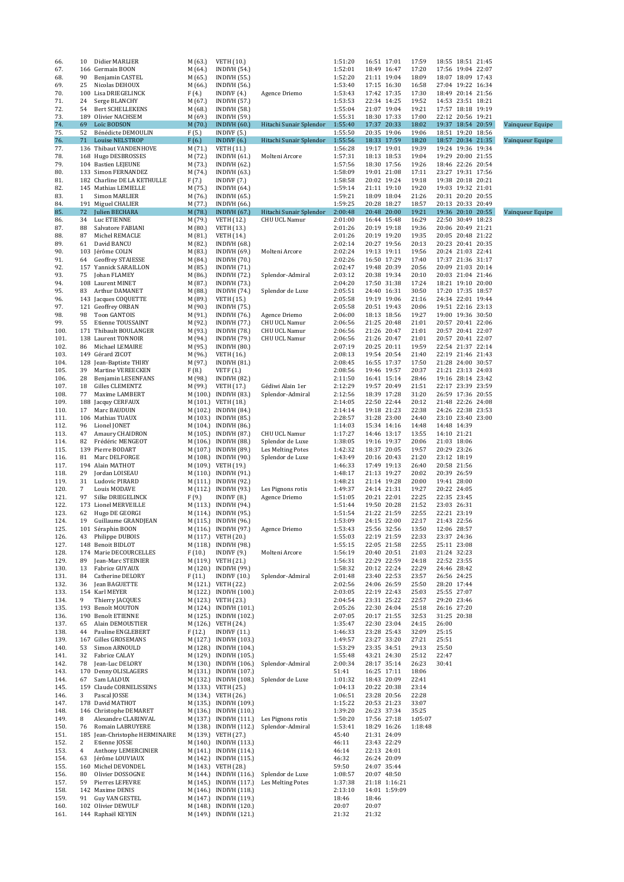| | | | | | | | | | | | | | | |
|---|---|---|---|---|---|---|---|---|---|---|---|---|---|---|
| 66. | 10 | Didier MARLIER | M (63.) | VETH (10.) | | 1:51:20 | 16:51 | 17:01 | 17:59 | 18:55 | 18:51 | 21:45 | |
| 67. | 166 | Germain BOON | M (64.) | INDIVH (54.) | | 1:52:01 | 18:49 | 16:47 | 17:20 | 17:56 | 19:04 | 22:07 | |
| 68. | 90 | Benjamin CASTEL | M (65.) | INDIVH (55.) | | 1:52:20 | 21:11 | 19:04 | 18:09 | 18:07 | 18:09 | 17:43 | |
| 69. | 25 | Nicolas DEHOUX | M (66.) | INDIVH (56.) | | 1:53:40 | 17:15 | 16:30 | 16:58 | 27:04 | 19:22 | 16:34 | |
| 70. | 100 | Lisa DRIEGELINCK | F (4.) | INDIVF (4.) | Agence Driemo | 1:53:43 | 17:42 | 17:35 | 17:30 | 18:49 | 20:14 | 21:56 | |
| 71. | 24 | Serge BLANCHY | M (67.) | INDIVH (57.) | | 1:53:53 | 22:34 | 14:25 | 19:52 | 14:53 | 23:51 | 18:21 | |
| 72. | 54 | Bert SCHELLEKENS | M (68.) | INDIVH (58.) | | 1:55:04 | 21:07 | 19:04 | 19:21 | 17:57 | 18:18 | 19:19 | |
| 73. | 189 | Olivier NACHSEM | M (69.) | INDIVH (59.) | | 1:55:31 | 18:30 | 17:33 | 17:00 | 22:12 | 20:56 | 19:21 | |
| 74. | 69 | Loïc BODSON | M (70.) | INDIVH (60.) | Hitachi Sunair Splendor | 1:55:40 | 17:37 | 20:33 | 18:02 | 19:37 | 18:54 | 20:59 | Vainqueur Equipe |
| 75. | 52 | Bénédicte DEMOULIN | F (5.) | INDIVF (5.) | | 1:55:50 | 20:35 | 19:06 | 19:06 | 18:51 | 19:20 | 18:56 | |
| 76. | 71 | Louise NELSTROP | F (6.) | INDIVF (6.) | Hitachi Sunair Splendor | 1:55:56 | 18:33 | 17:59 | 18:20 | 18:57 | 20:34 | 21:35 | Vainqueur Equipe |
| 77. | 136 | Thibaut VANDENHOVE | M (71.) | VETH (11.) | | 1:56:28 | 19:17 | 19:01 | 19:39 | 19:24 | 19:36 | 19:34 | |
| 78. | 168 | Hugo DESBROSSES | M (72.) | INDIVH (61.) | Molteni Arcore | 1:57:31 | 18:13 | 18:53 | 19:04 | 19:29 | 20:00 | 21:55 | |
| 79. | 104 | Bastien LEJEUNE | M (73.) | INDIVH (62.) | | 1:57:56 | 18:30 | 17:56 | 19:26 | 18:46 | 22:26 | 20:54 | |
| 80. | 133 | Simon FERNANDEZ | M (74.) | INDIVH (63.) | | 1:58:09 | 19:01 | 21:08 | 17:11 | 23:27 | 19:31 | 17:56 | |
| 81. | 182 | Charline DE LA KETHULLE | F (7.) | INDIVF (7.) | | 1:58:58 | 20:02 | 19:24 | 19:18 | 19:38 | 20:18 | 20:21 | |
| 82. | 145 | Mathias LEMIELLE | M (75.) | INDIVH (64.) | | 1:59:14 | 21:11 | 19:10 | 19:20 | 19:03 | 19:32 | 21:01 | |
| 83. | 1 | Simon MARLIER | M (76.) | INDIVH (65.) | | 1:59:21 | 18:09 | 18:04 | 21:26 | 20:31 | 20:20 | 20:55 | |
| 84. | 191 | Miguel CHALIER | M (77.) | INDIVH (66.) | | 1:59:25 | 20:28 | 18:27 | 18:57 | 20:13 | 20:33 | 20:49 | |
| 85. | 72 | Julien BECHARA | M (78.) | INDIVH (67.) | Hitachi Sunair Splendor | 2:00:48 | 20:48 | 20:00 | 19:21 | 19:36 | 20:10 | 20:55 | Vainqueur Equipe |
| 86. | 34 | Luc ETIENNE | M (79.) | VETH (12.) | CHU UCL Namur | 2:01:00 | 16:44 | 15:48 | 16:29 | 22:50 | 30:49 | 18:23 | |
| 87. | 88 | Salvatore FABIANI | M (80.) | VETH (13.) | | 2:01:26 | 20:19 | 19:18 | 19:36 | 20:06 | 20:49 | 21:21 | |
| 88. | 87 | Michel REMACLE | M (81.) | VETH (14.) | | 2:01:26 | 20:19 | 19:20 | 19:35 | 20:05 | 20:48 | 21:22 | |
| 89. | 61 | David BANCU | M (82.) | INDIVH (68.) | | 2:02:14 | 20:27 | 19:56 | 20:13 | 20:23 | 20:41 | 20:35 | |
| 90. | 103 | Jérôme COLIN | M (83.) | INDIVH (69.) | Molteni Arcore | 2:02:24 | 19:13 | 19:11 | 19:56 | 20:24 | 21:03 | 22:41 | |
| 91. | 64 | Geoffrey STAIESSE | M (84.) | INDIVH (70.) | | 2:02:26 | 16:50 | 17:29 | 17:40 | 17:37 | 21:36 | 31:17 | |
| 92. | 157 | Yannick SARAILLON | M (85.) | INDIVH (71.) | | 2:02:47 | 19:48 | 20:39 | 20:56 | 20:09 | 21:03 | 20:14 | |
| 93. | 75 | Johan FLAMEY | M (86.) | INDIVH (72.) | Splendor-Admiral | 2:03:12 | 20:38 | 19:34 | 20:10 | 20:03 | 21:04 | 21:46 | |
| 94. | 108 | Laurent MINET | M (87.) | INDIVH (73.) | | 2:04:20 | 17:50 | 31:38 | 17:24 | 18:21 | 19:10 | 20:00 | |
| 95. | 83 | Arthur DAMANET | M (88.) | INDIVH (74.) | Splendor de Luxe | 2:05:51 | 24:40 | 16:31 | 30:50 | 17:20 | 17:35 | 18:57 | |
| 96. | 143 | Jacques COQUETTE | M (89.) | VETH (15.) | | 2:05:58 | 19:19 | 19:06 | 21:16 | 24:34 | 22:01 | 19:44 | |
| 97. | 121 | Geoffrey ORBAN | M (90.) | INDIVH (75.) | | 2:05:58 | 20:51 | 19:43 | 20:06 | 19:51 | 22:16 | 23:13 | |
| 98. | 98 | Toon GANTOIS | M (91.) | INDIVH (76.) | Agence Driemo | 2:06:00 | 18:13 | 18:56 | 19:27 | 19:00 | 19:36 | 30:50 | |
| 99. | 55 | Etienne TOUSSAINT | M (92.) | INDIVH (77.) | CHU UCL Namur | 2:06:56 | 21:25 | 20:48 | 21:01 | 20:57 | 20:41 | 22:06 | |
| 100. | 171 | Thibault BOULANGER | M (93.) | INDIVH (78.) | CHU UCL Namur | 2:06:56 | 21:26 | 20:47 | 21:01 | 20:57 | 20:41 | 22:07 | |
| 101. | 138 | Laurent TONNOIR | M (94.) | INDIVH (79.) | CHU UCL Namur | 2:06:56 | 21:26 | 20:47 | 21:01 | 20:57 | 20:41 | 22:07 | |
| 102. | 86 | Michael LEMAIRE | M (95.) | INDIVH (80.) | | 2:07:19 | 20:25 | 20:11 | 19:59 | 22:54 | 21:37 | 22:14 | |
| 103. | 149 | Gérard ZICOT | M (96.) | VETH (16.) | | 2:08:13 | 19:54 | 20:54 | 21:40 | 22:19 | 21:46 | 21:43 | |
| 104. | 128 | Jean-Baptiste THIRY | M (97.) | INDIVH (81.) | | 2:08:45 | 16:55 | 17:37 | 17:50 | 21:28 | 24:00 | 30:57 | |
| 105. | 39 | Martine VEREECKEN | F (8.) | VETF (1.) | | 2:08:56 | 19:46 | 19:57 | 20:37 | 21:21 | 23:13 | 24:03 | |
| 106. | 28 | Benjamin LESENFANS | M (98.) | INDIVH (82.) | | 2:11:50 | 16:41 | 15:14 | 28:46 | 19:16 | 28:14 | 23:42 | |
| 107. | 18 | Gilles CLEMENTZ | M (99.) | VETH (17.) | Gédiwi Alain 1er | 2:12:29 | 19:57 | 20:49 | 21:51 | 22:17 | 23:39 | 23:59 | |
| 108. | 77 | Maxime LAMBERT | M (100.) | INDIVH (83.) | Splendor-Admiral | 2:12:56 | 18:39 | 17:28 | 31:20 | 26:59 | 17:36 | 20:55 | |
| 109. | 188 | Jacquy CERFAUX | M (101.) | VETH (18.) | | 2:14:05 | 22:50 | 22:44 | 20:12 | 21:48 | 22:26 | 24:08 | |
| 110. | 17 | Marc BAUDUIN | M (102.) | INDIVH (84.) | | 2:14:14 | 19:18 | 21:23 | 22:38 | 24:26 | 22:38 | 23:53 | |
| 111. | 106 | Mathias TUAUX | M (103.) | INDIVH (85.) | | 2:28:57 | 31:28 | 23:00 | 24:40 | 23:10 | 23:40 | 23:00 | |
| 112. | 96 | Lionel JONET | M (104.) | INDIVH (86.) | | 1:14:03 | 15:34 | 14:16 | 14:48 | 14:48 | 14:39 | | |
| 113. | 47 | Amaury CHAIDRON | M (105.) | INDIVH (87.) | CHU UCL Namur | 1:17:27 | 14:46 | 13:17 | 13:55 | 14:10 | 21:21 | | |
| 114. | 82 | Frédéric MENGEOT | M (106.) | INDIVH (88.) | Splendor de Luxe | 1:38:05 | 19:16 | 19:37 | 20:06 | 21:03 | 18:06 | | |
| 115. | 139 | Pierre BODART | M (107.) | INDIVH (89.) | Les Melting Potes | 1:42:32 | 18:37 | 20:05 | 19:57 | 20:29 | 23:26 | | |
| 116. | 81 | Marc DELFORGE | M (108.) | INDIVH (90.) | Splendor de Luxe | 1:43:49 | 20:16 | 20:43 | 21:20 | 23:12 | 18:19 | | |
| 117. | 194 | Alain MATHOT | M (109.) | VETH (19.) | | 1:46:33 | 17:49 | 19:13 | 26:40 | 20:58 | 21:56 | | |
| 118. | 29 | Jordan LOISEAU | M (110.) | INDIVH (91.) | | 1:48:17 | 21:13 | 19:27 | 20:02 | 20:39 | 26:59 | | |
| 119. | 31 | Ludovic PIRARD | M (111.) | INDIVH (92.) | | 1:48:21 | 21:14 | 19:28 | 20:00 | 19:41 | 28:00 | | |
| 120. | 7 | Louis MODAVE | M (112.) | INDIVH (93.) | Les Pignons rotis | 1:49:37 | 24:14 | 21:31 | 19:27 | 20:22 | 24:05 | | |
| 121. | 97 | Silke DRIEGELINCK | F (9.) | INDIVF (8.) | Agence Driemo | 1:51:05 | 20:21 | 22:01 | 22:25 | 22:35 | 23:45 | | |
| 122. | 173 | Lionel MERVEILLE | M (113.) | INDIVH (94.) | | 1:51:44 | 19:50 | 20:28 | 21:52 | 23:03 | 26:31 | | |
| 123. | 62 | Hugo DE GEORGI | M (114.) | INDIVH (95.) | | 1:51:54 | 21:22 | 21:59 | 22:55 | 22:21 | 23:19 | | |
| 124. | 19 | Guillaume GRANDJEAN | M (115.) | INDIVH (96.) | | 1:53:09 | 24:15 | 22:00 | 22:17 | 21:43 | 22:56 | | |
| 125. | 101 | Séraphin BOON | M (116.) | INDIVH (97.) | Agence Driemo | 1:53:43 | 25:56 | 32:56 | 13:50 | 12:06 | 28:57 | | |
| 126. | 43 | Philippe DUBOIS | M (117.) | VETH (20.) | | 1:55:03 | 22:19 | 21:59 | 22:33 | 23:37 | 24:36 | | |
| 127. | 148 | Benoit BIDLOT | M (118.) | INDIVH (98.) | | 1:55:15 | 22:05 | 21:58 | 22:55 | 25:11 | 23:08 | | |
| 128. | 174 | Marie DECOURCELLES | F (10.) | INDIVF (9.) | Molteni Arcore | 1:56:19 | 20:40 | 20:51 | 21:03 | 21:24 | 32:23 | | |
| 129. | 89 | Jean-Marc STEINIER | M (119.) | VETH (21.) | | 1:56:31 | 22:29 | 22:59 | 24:18 | 22:52 | 23:55 | | |
| 130. | 13 | Fabrice GUYAUX | M (120.) | INDIVH (99.) | | 1:58:32 | 20:12 | 22:24 | 22:29 | 24:46 | 28:42 | | |
| 131. | 84 | Catherine DELORY | F (11.) | INDIVF (10.) | Splendor-Admiral | 2:01:48 | 23:40 | 22:53 | 23:57 | 26:56 | 24:25 | | |
| 132. | 36 | Jean BAGUETTE | M (121.) | VETH (22.) | | 2:02:56 | 24:06 | 26:59 | 25:50 | 28:20 | 17:44 | | |
| 133. | 154 | Karl MEYER | M (122.) | INDIVH (100.) | | 2:03:05 | 22:19 | 22:43 | 25:03 | 25:55 | 27:07 | | |
| 134. | 9 | Thierry JACQUES | M (123.) | VETH (23.) | | 2:04:54 | 23:31 | 25:22 | 22:57 | 29:20 | 23:46 | | |
| 135. | 193 | Benoît MOUTON | M (124.) | INDIVH (101.) | | 2:05:26 | 22:30 | 24:04 | 25:18 | 26:16 | 27:20 | | |
| 136. | 190 | Benoît ETIENNE | M (125.) | INDIVH (102.) | | 2:07:05 | 20:17 | 21:55 | 32:53 | 31:25 | 20:38 | | |
| 137. | 65 | Alain DEMOUSTIER | M (126.) | VETH (24.) | | 1:35:47 | 22:30 | 23:04 | 24:15 | 26:00 | | | |
| 138. | 44 | Pauline ENGLEBERT | F (12.) | INDIVF (11.) | | 1:46:33 | 23:28 | 25:43 | 32:09 | 25:15 | | | |
| 139. | 167 | Gilles GROSEMANS | M (127.) | INDIVH (103.) | | 1:49:57 | 23:27 | 33:20 | 27:21 | 25:51 | | | |
| 140. | 53 | Simon ARNOULD | M (128.) | INDIVH (104.) | | 1:53:29 | 23:35 | 34:51 | 29:13 | 25:50 | | | |
| 141. | 32 | Fabrice CALAY | M (129.) | INDIVH (105.) | | 1:55:48 | 43:21 | 24:30 | 25:12 | 22:47 | | | |
| 142. | 78 | Jean-Luc DELORY | M (130.) | INDIVH (106.) | Splendor-Admiral | 2:00:34 | 28:17 | 35:14 | 26:23 | 30:41 | | | |
| 143. | 170 | Denny OLISLAGERS | M (131.) | INDIVH (107.) | | 51:41 | 16:25 | 17:11 | 18:06 | | | | |
| 144. | 67 | Sam LALOUX | M (132.) | INDIVH (108.) | Splendor de Luxe | 1:01:32 | 18:43 | 20:09 | 22:41 | | | | |
| 145. | 159 | Claude CORNELISSENS | M (133.) | VETH (25.) | | 1:04:13 | 20:22 | 20:38 | 23:14 | | | | |
| 146. | 3 | Pascal JOSSE | M (134.) | VETH (26.) | | 1:06:51 | 23:28 | 20:56 | 22:28 | | | | |
| 147. | 178 | David MATHOT | M (135.) | INDIVH (109.) | | 1:15:22 | 20:53 | 21:23 | 33:07 | | | | |
| 148. | 146 | Christophe DEMARET | M (136.) | INDIVH (110.) | | 1:39:20 | 26:23 | 37:34 | 35:25 | | | | |
| 149. | 8 | Alexandre CLARINVAL | M (137.) | INDIVH (111.) | Les Pignons rotis | 1:50:20 | 17:56 | 27:18 | 1:05:07 | | | | |
| 150. | 76 | Romain LABRUYERE | M (138.) | INDIVH (112.) | Splendor-Admiral | 1:53:41 | 18:29 | 16:26 | 1:18:48 | | | | |
| 151. | 185 | Jean-Christophe HERMINAIRE | M (139.) | VETH (27.) | | 45:40 | 21:31 | 24:09 | | | | | |
| 152. | 2 | Etienne JOSSE | M (140.) | INDIVH (113.) | | 46:11 | 23:43 | 22:29 | | | | | |
| 153. | 4 | Anthony LEMERCINIER | M (141.) | INDIVH (114.) | | 46:14 | 22:13 | 24:01 | | | | | |
| 154. | 63 | Jérôme LOUVIAUX | M (142.) | INDIVH (115.) | | 46:32 | 26:24 | 20:09 | | | | | |
| 155. | 160 | Michel DEVONDEL | M (143.) | VETH (28.) | | 59:50 | 24:07 | 35:44 | | | | | |
| 156. | 80 | Olivier DOSSOGNE | M (144.) | INDIVH (116.) | Splendor de Luxe | 1:08:57 | 20:07 | 48:50 | | | | | |
| 157. | 59 | Pierres LEFEVRE | M (145.) | INDIVH (117.) | Les Melting Potes | 1:37:38 | 21:18 | 1:16:21 | | | | | |
| 158. | 142 | Maxime DENIS | M (146.) | INDIVH (118.) | | 2:13:10 | 14:01 | 1:59:09 | | | | | |
| 159. | 91 | Guy VAN GESTEL | M (147.) | INDIVH (119.) | | 18:46 | 18:46 | | | | | | |
| 160. | 102 | Olivier DEWULF | M (148.) | INDIVH (120.) | | 20:07 | 20:07 | | | | | | |
| 161. | 144 | Raphaël KEYEN | M (149.) | INDIVH (121.) | | 21:32 | 21:32 | | | | | | |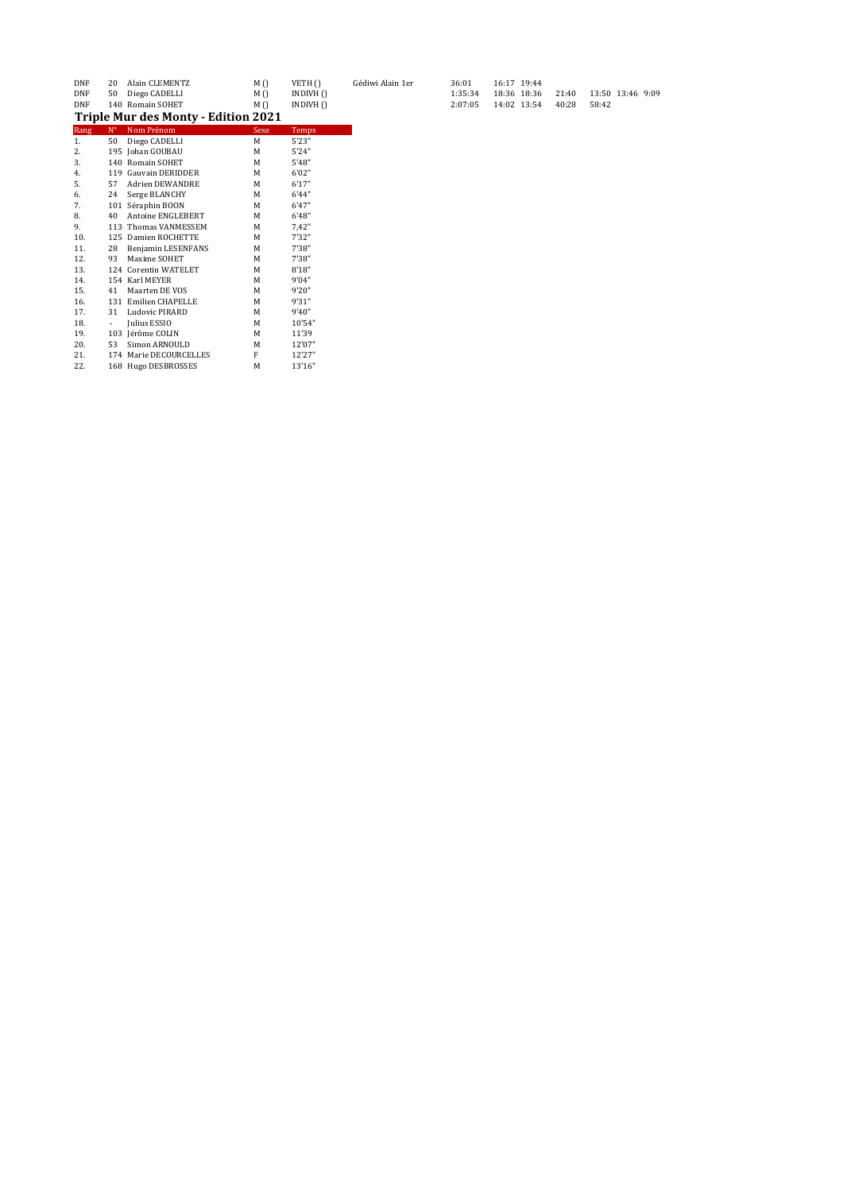| | | | | | | | | | | | | | |
|---|---|---|---|---|---|---|---|---|---|---|---|---|---|
| DNF | 20 | Alain CLEMENTZ | M () | VETH () | Gédiwi Alain 1er | 36:01 | 16:17 | 19:44 | | | | | |
| DNF | 50 | Diego CADELLI | M () | INDIVH () | | 1:35:34 | 18:36 | 18:36 | 21:40 | 13:50 | 13:46 | 9:09 | |
| DNF | 140 | Romain SOHET | M () | INDIVH () | | 2:07:05 | 14:02 | 13:54 | 40:28 | 58:42 | | | |

## Triple Mur des Monty - Edition 2021

| Rang | N° | Nom Prénom | Sexe | Temps |
|---|---|---|---|---|
| 1. | 50 | Diego CADELLI | M | 5'23" |
| 2. | 195 | Johan GOUBAU | M | 5'24" |
| 3. | 140 | Romain SOHET | M | 5'48" |
| 4. | 119 | Gauvain DERIDDER | M | 6'02" |
| 5. | 57 | Adrien DEWANDRE | M | 6'17" |
| 6. | 24 | Serge BLANCHY | M | 6'44" |
| 7. | 101 | Séraphin BOON | M | 6'47" |
| 8. | 40 | Antoine ENGLEBERT | M | 6'48" |
| 9. | 113 | Thomas VANMESSEM | M | 7,42" |
| 10. | 125 | Damien ROCHETTE | M | 7'32" |
| 11. | 28 | Benjamin LESENFANS | M | 7'38" |
| 12. | 93 | Maxime SOHET | M | 7'38" |
| 13. | 124 | Corentin WATELET | M | 8'18" |
| 14. | 154 | Karl MEYER | M | 9'04" |
| 15. | 41 | Maarten DE VOS | M | 9'20" |
| 16. | 131 | Emilien CHAPELLE | M | 9'31" |
| 17. | 31 | Ludovic PIRARD | M | 9'40" |
| 18. | - | Julius ESSIO | M | 10'54" |
| 19. | 103 | Jérôme COLIN | M | 11'39 |
| 20. | 53 | Simon ARNOULD | M | 12'07" |
| 21. | 174 | Marie DECOURCELLES | F | 12'27" |
| 22. | 168 | Hugo DESBROSSES | M | 13'16" |